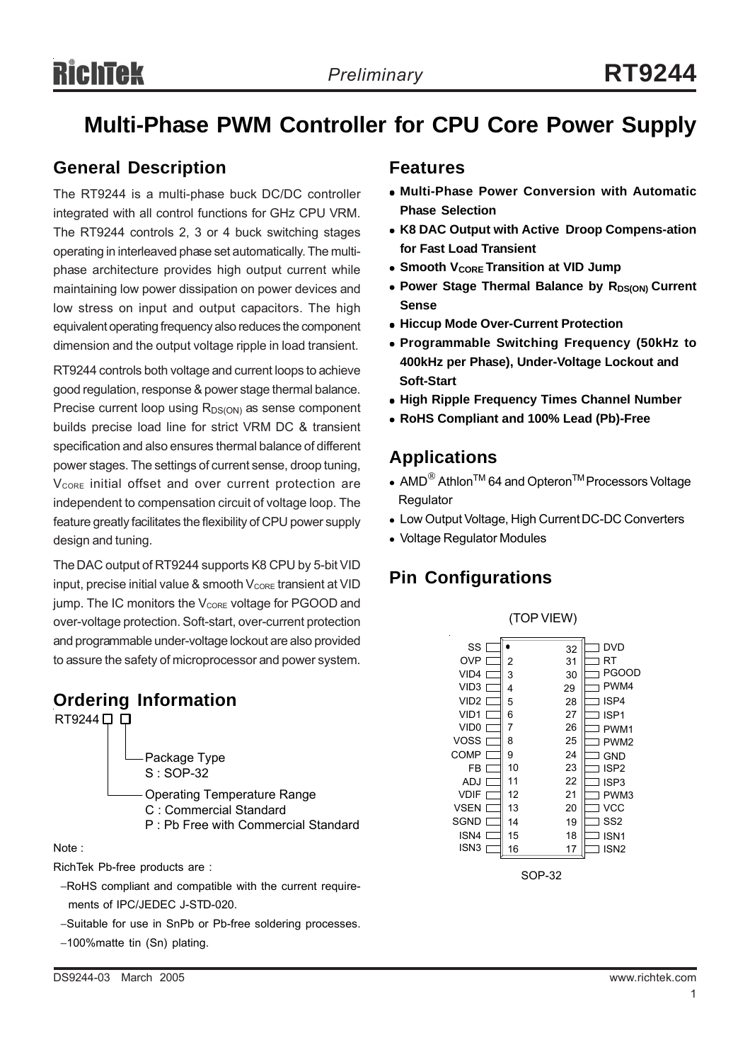# Multi-Phase PWM Controller for CPU Core Power Supply

## General Description

The RT9244 is a multi-phase buck DC/DC controller integrated with all control functions for GHz CPU VRM. The RT9244 controls 2, 3 or 4 buck switching stages operating in interleaved phase set automatically. The multi-phase architecture provides high output current while maintaining low power dissipation on power devices and low stress on input and output capacitors. The high equivalent operating frequency also reduces the component dimension and the output voltage ripple in load transient.

RT9244 controls both voltage and current loops to achieve good regulation, response & power stage thermal balance. Precise current loop using $R_{DS(ON)}$ as sense component builds precise load line for strict VRM DC & transient specification and also ensures thermal balance of different power stages. The settings of current sense, droop tuning, $V_{CORE}$ initial offset and over current protection are independent to compensation circuit of voltage loop. The feature greatly facilitates the flexibility of CPU power supply design and tuning.

The DAC output of RT9244 supports K8 CPU by 5-bit VID input, precise initial value & smooth $V_{CORE}$ transient at VID jump. The IC monitors the $V_{CORE}$ voltage for PGOOD and over-voltage protection. Soft-start, over-current protection and programmable under-voltage lockout are also provided to assure the safety of microprocessor and power system.

## Ordering Information

RT9244 □ □

- Package Type
  S : SOP-32
- Operating Temperature Range
  C : Commercial Standard
  P : Pb Free with Commercial Standard

Note :

RichTek Pb-free products are :

- −RoHS compliant and compatible with the current requirements of IPC/JEDEC J-STD-020.
- −Suitable for use in SnPb or Pb-free soldering processes.
- −100%matte tin (Sn) plating.

## Features

- **Multi-Phase Power Conversion with Automatic Phase Selection**
- **K8 DAC Output with Active Droop Compens-ation for Fast Load Transient**
- **Smooth $V_{CORE}$ Transition at VID Jump**
- **Power Stage Thermal Balance by $R_{DS(ON)}$ Current Sense**
- **Hiccup Mode Over-Current Protection**
- **Programmable Switching Frequency (50kHz to 400kHz per Phase), Under-Voltage Lockout and Soft-Start**
- **High Ripple Frequency Times Channel Number**
- **RoHS Compliant and 100% Lead (Pb)-Free**

## Applications

- AMD® Athlon™ 64 and Opteron™ Processors Voltage Regulator
- Low Output Voltage, High Current DC-DC Converters
- Voltage Regulator Modules

## Pin Configurations

(TOP VIEW)

| Pin | Name | Pin | Name |
|---|---|---|---|
| 1 | SS | 32 | DVD |
| 2 | OVP | 31 | RT |
| 3 | VID4 | 30 | PGOOD |
| 4 | VID3 | 29 | PWM4 |
| 5 | VID2 | 28 | ISP4 |
| 6 | VID1 | 27 | ISP1 |
| 7 | VID0 | 26 | PWM1 |
| 8 | VOSS | 25 | PWM2 |
| 9 | COMP | 24 | GND |
| 10 | FB | 23 | ISP2 |
| 11 | ADJ | 22 | ISP3 |
| 12 | VDIF | 21 | PWM3 |
| 13 | VSEN | 20 | VCC |
| 14 | SGND | 19 | SS2 |
| 15 | ISN4 | 18 | ISN1 |
| 16 | ISN3 | 17 | ISN2 |

SOP-32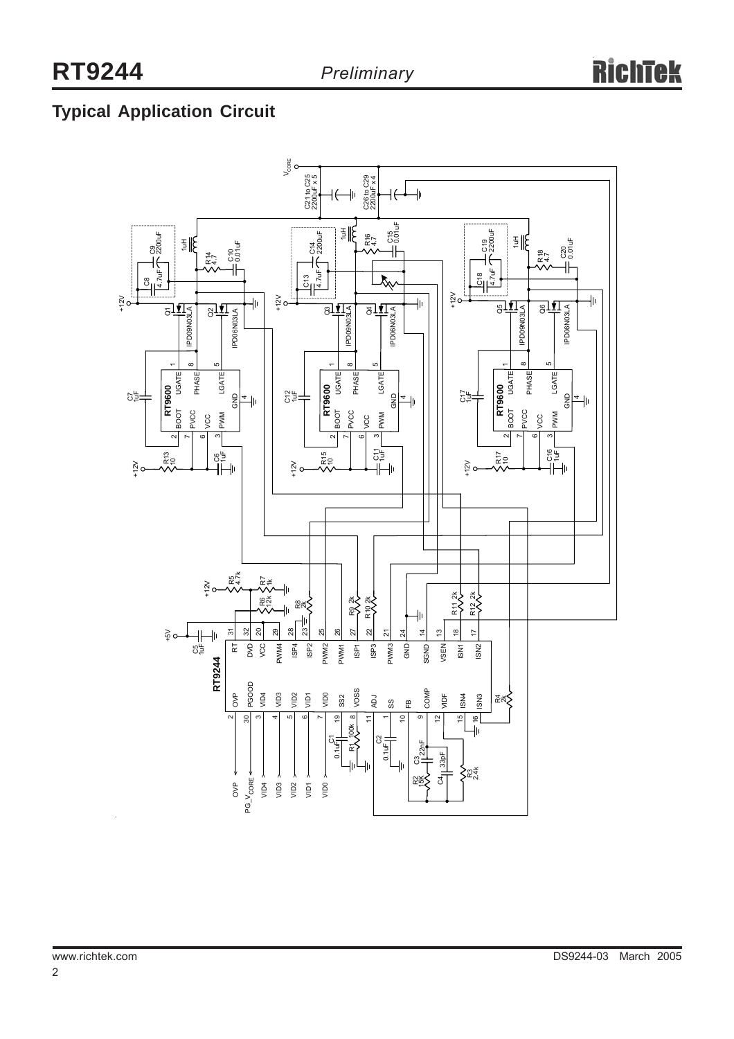## Typical Application Circuit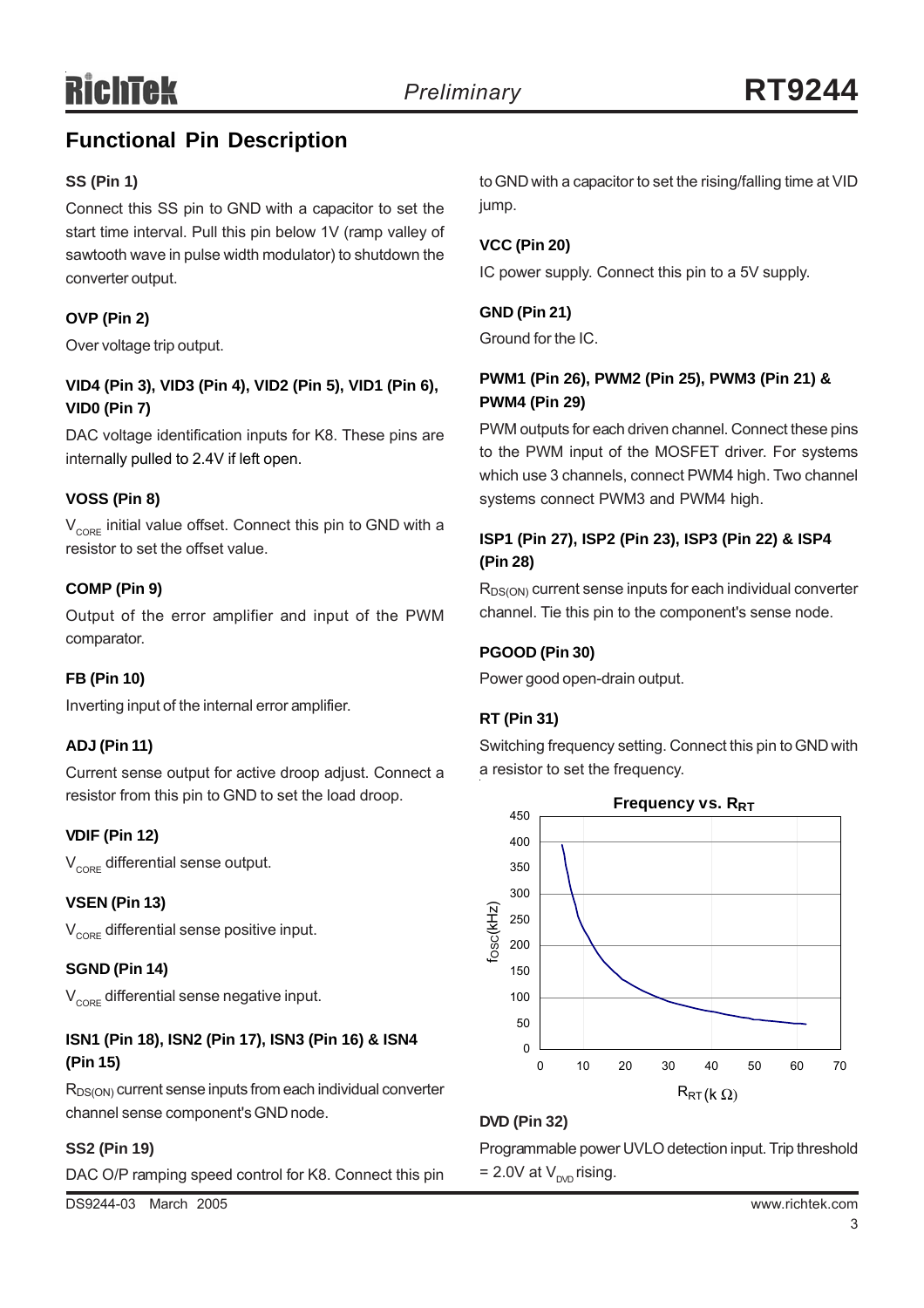## Functional Pin Description

**SS (Pin 1)**

Connect this SS pin to GND with a capacitor to set the start time interval. Pull this pin below 1V (ramp valley of sawtooth wave in pulse width modulator) to shutdown the converter output.

**OVP (Pin 2)**

Over voltage trip output.

**VID4 (Pin 3), VID3 (Pin 4), VID2 (Pin 5), VID1 (Pin 6), VID0 (Pin 7)**

DAC voltage identification inputs for K8. These pins are internally pulled to 2.4V if left open.

**VOSS (Pin 8)**

$V_{CORE}$ initial value offset. Connect this pin to GND with a resistor to set the offset value.

**COMP (Pin 9)**

Output of the error amplifier and input of the PWM comparator.

**FB (Pin 10)**

Inverting input of the internal error amplifier.

**ADJ (Pin 11)**

Current sense output for active droop adjust. Connect a resistor from this pin to GND to set the load droop.

**VDIF (Pin 12)**

$V_{CORE}$ differential sense output.

**VSEN (Pin 13)**

$V_{CORE}$ differential sense positive input.

**SGND (Pin 14)**

$V_{CORE}$ differential sense negative input.

**ISN1 (Pin 18), ISN2 (Pin 17), ISN3 (Pin 16) & ISN4 (Pin 15)**

$R_{DS(ON)}$ current sense inputs from each individual converter channel sense component's GND node.

**SS2 (Pin 19)**

DAC O/P ramping speed control for K8. Connect this pin to GND with a capacitor to set the rising/falling time at VID jump.

**VCC (Pin 20)**

IC power supply. Connect this pin to a 5V supply.

**GND (Pin 21)**

Ground for the IC.

**PWM1 (Pin 26), PWM2 (Pin 25), PWM3 (Pin 21) & PWM4 (Pin 29)**

PWM outputs for each driven channel. Connect these pins to the PWM input of the MOSFET driver. For systems which use 3 channels, connect PWM4 high. Two channel systems connect PWM3 and PWM4 high.

**ISP1 (Pin 27), ISP2 (Pin 23), ISP3 (Pin 22) & ISP4 (Pin 28)**

$R_{DS(ON)}$ current sense inputs for each individual converter channel. Tie this pin to the component's sense node.

**PGOOD (Pin 30)**

Power good open-drain output.

**RT (Pin 31)**

Switching frequency setting. Connect this pin to GND with a resistor to set the frequency.

**Frequency vs. $R_{RT}$**

(Graph: $f_{OSC}$(kHz) from 0 to 450 vs. $R_{RT}$ (k Ω) from 0 to 70)

**DVD (Pin 32)**

Programmable power UVLO detection input. Trip threshold = 2.0V at $V_{DVD}$ rising.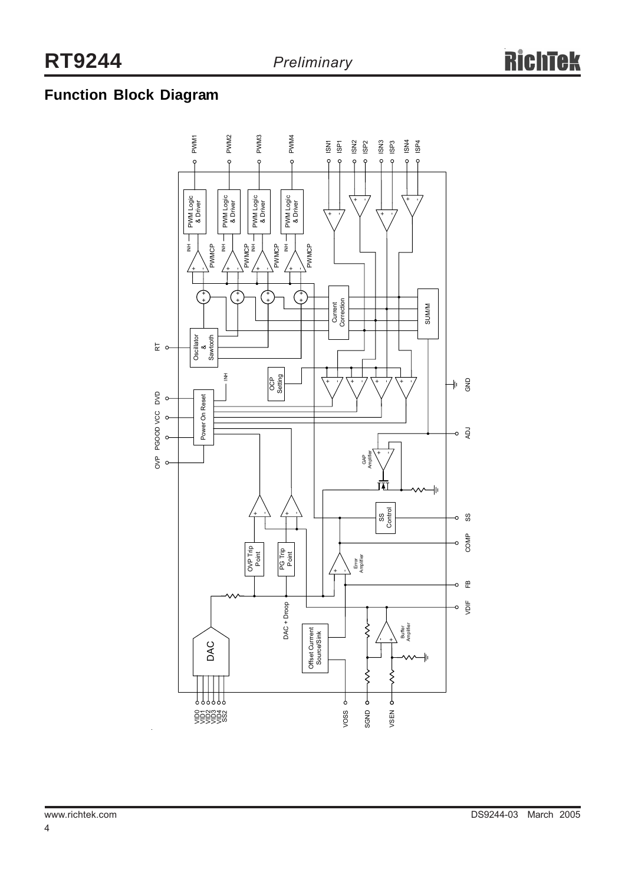## Function Block Diagram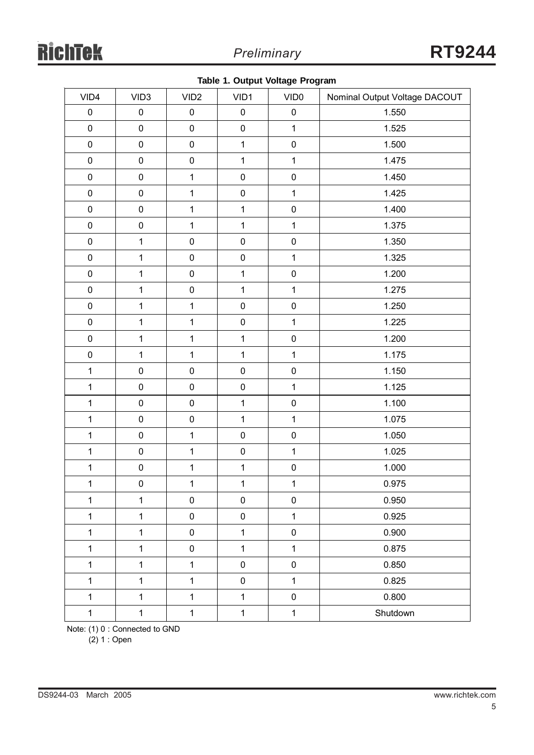**Table 1. Output Voltage Program**

| VID4 | VID3 | VID2 | VID1 | VID0 | Nominal Output Voltage DACOUT |
|---|---|---|---|---|---|
| 0 | 0 | 0 | 0 | 0 | 1.550 |
| 0 | 0 | 0 | 0 | 1 | 1.525 |
| 0 | 0 | 0 | 1 | 0 | 1.500 |
| 0 | 0 | 0 | 1 | 1 | 1.475 |
| 0 | 0 | 1 | 0 | 0 | 1.450 |
| 0 | 0 | 1 | 0 | 1 | 1.425 |
| 0 | 0 | 1 | 1 | 0 | 1.400 |
| 0 | 0 | 1 | 1 | 1 | 1.375 |
| 0 | 1 | 0 | 0 | 0 | 1.350 |
| 0 | 1 | 0 | 0 | 1 | 1.325 |
| 0 | 1 | 0 | 1 | 0 | 1.200 |
| 0 | 1 | 0 | 1 | 1 | 1.275 |
| 0 | 1 | 1 | 0 | 0 | 1.250 |
| 0 | 1 | 1 | 0 | 1 | 1.225 |
| 0 | 1 | 1 | 1 | 0 | 1.200 |
| 0 | 1 | 1 | 1 | 1 | 1.175 |
| 1 | 0 | 0 | 0 | 0 | 1.150 |
| 1 | 0 | 0 | 0 | 1 | 1.125 |
| 1 | 0 | 0 | 1 | 0 | 1.100 |
| 1 | 0 | 0 | 1 | 1 | 1.075 |
| 1 | 0 | 1 | 0 | 0 | 1.050 |
| 1 | 0 | 1 | 0 | 1 | 1.025 |
| 1 | 0 | 1 | 1 | 0 | 1.000 |
| 1 | 0 | 1 | 1 | 1 | 0.975 |
| 1 | 1 | 0 | 0 | 0 | 0.950 |
| 1 | 1 | 0 | 0 | 1 | 0.925 |
| 1 | 1 | 0 | 1 | 0 | 0.900 |
| 1 | 1 | 0 | 1 | 1 | 0.875 |
| 1 | 1 | 1 | 0 | 0 | 0.850 |
| 1 | 1 | 1 | 0 | 1 | 0.825 |
| 1 | 1 | 1 | 1 | 0 | 0.800 |
| 1 | 1 | 1 | 1 | 1 | Shutdown |

Note: (1) 0 : Connected to GND
(2) 1 : Open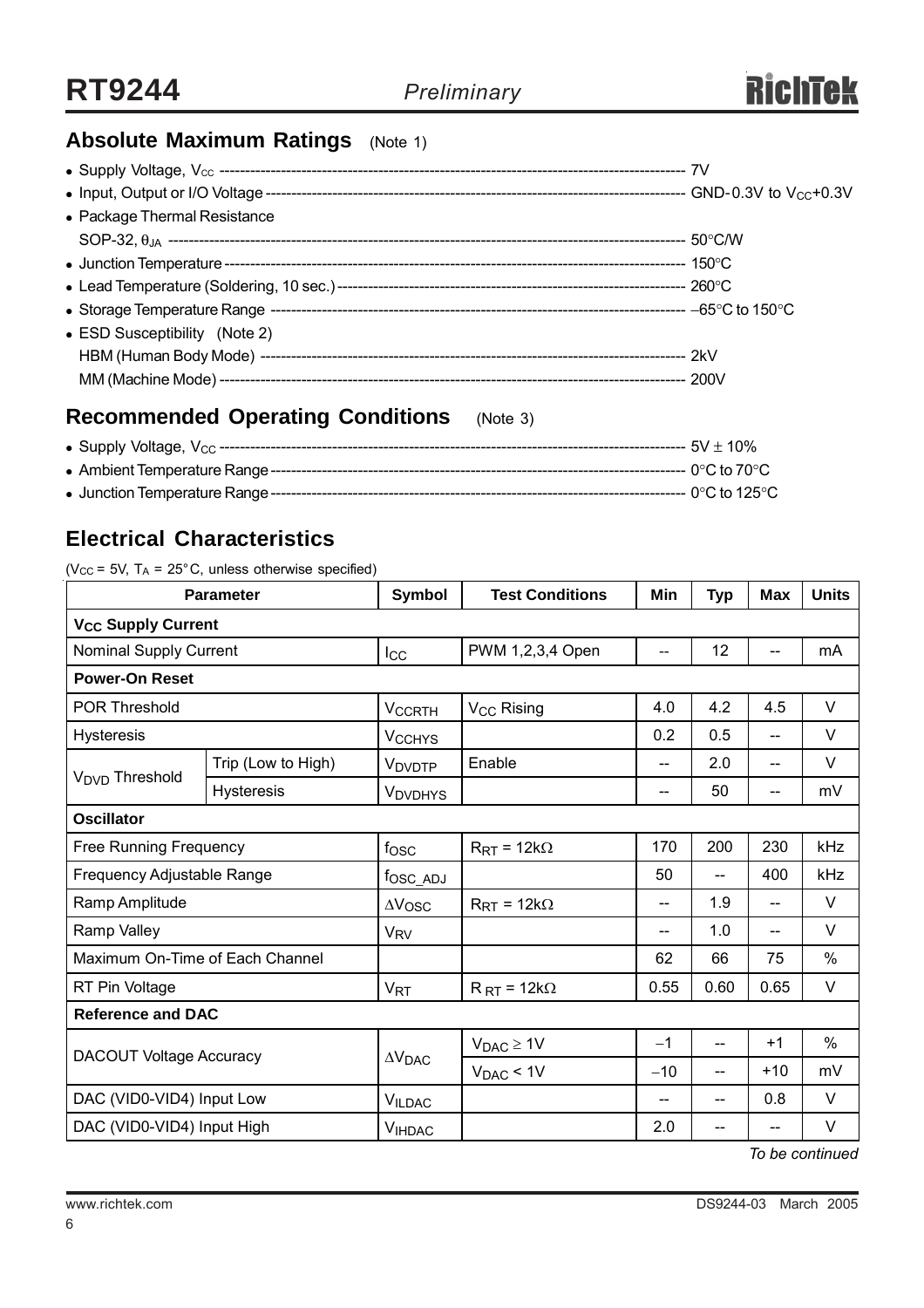## Absolute Maximum Ratings (Note 1)

- Supply Voltage, $V_{CC}$ ------------------------------------------------------------------------ 7V
- Input, Output or I/O Voltage ----------------------------------------------------------------- GND-0.3V to $V_{CC}$+0.3V
- Package Thermal Resistance
  SOP-32, $\theta_{JA}$ ------------------------------------------------------------------------ 50°C/W
- Junction Temperature ------------------------------------------------------------------------ 150°C
- Lead Temperature (Soldering, 10 sec.) ----------------------------------------------------- 260°C
- Storage Temperature Range --------------------------------------------------------------- −65°C to 150°C
- ESD Susceptibility (Note 2)
  HBM (Human Body Mode) ----------------------------------------------------------------- 2kV
  MM (Machine Mode) ----------------------------------------------------------------------- 200V

## Recommended Operating Conditions (Note 3)

- Supply Voltage, $V_{CC}$ ------------------------------------------------------------------------ 5V ± 10%
- Ambient Temperature Range --------------------------------------------------------------- 0°C to 70°C
- Junction Temperature Range -------------------------------------------------------------- 0°C to 125°C

## Electrical Characteristics

($V_{CC}$ = 5V, $T_A$ = 25°C, unless otherwise specified)

| Parameter | | Symbol | Test Conditions | Min | Typ | Max | Units |
|---|---|---|---|---|---|---|---|
| **$V_{CC}$ Supply Current** | | | | | | | |
| Nominal Supply Current | | $I_{CC}$ | PWM 1,2,3,4 Open | -- | 12 | -- | mA |
| **Power-On Reset** | | | | | | | |
| POR Threshold | | $V_{CCRTH}$ | $V_{CC}$ Rising | 4.0 | 4.2 | 4.5 | V |
| Hysteresis | | $V_{CCHYS}$ | | 0.2 | 0.5 | -- | V |
| $V_{DVD}$ Threshold | Trip (Low to High) | $V_{DVDTP}$ | Enable | -- | 2.0 | -- | V |
| | Hysteresis | $V_{DVDHYS}$ | | -- | 50 | -- | mV |
| **Oscillator** | | | | | | | |
| Free Running Frequency | | $f_{OSC}$ | $R_{RT}$ = 12kΩ | 170 | 200 | 230 | kHz |
| Frequency Adjustable Range | | $f_{OSC\_ADJ}$ | | 50 | -- | 400 | kHz |
| Ramp Amplitude | | $\Delta V_{OSC}$ | $R_{RT}$ = 12kΩ | -- | 1.9 | -- | V |
| Ramp Valley | | $V_{RV}$ | | -- | 1.0 | -- | V |
| Maximum On-Time of Each Channel | | | | 62 | 66 | 75 | % |
| RT Pin Voltage | | $V_{RT}$ | $R_{RT}$ = 12kΩ | 0.55 | 0.60 | 0.65 | V |
| **Reference and DAC** | | | | | | | |
| DACOUT Voltage Accuracy | | $\Delta V_{DAC}$ | $V_{DAC} \geq 1V$ | −1 | -- | +1 | % |
| | | | $V_{DAC}$ < 1V | −10 | -- | +10 | mV |
| DAC (VID0-VID4) Input Low | | $V_{ILDAC}$ | | -- | -- | 0.8 | V |
| DAC (VID0-VID4) Input High | | $V_{IHDAC}$ | | 2.0 | -- | -- | V |

*To be continued*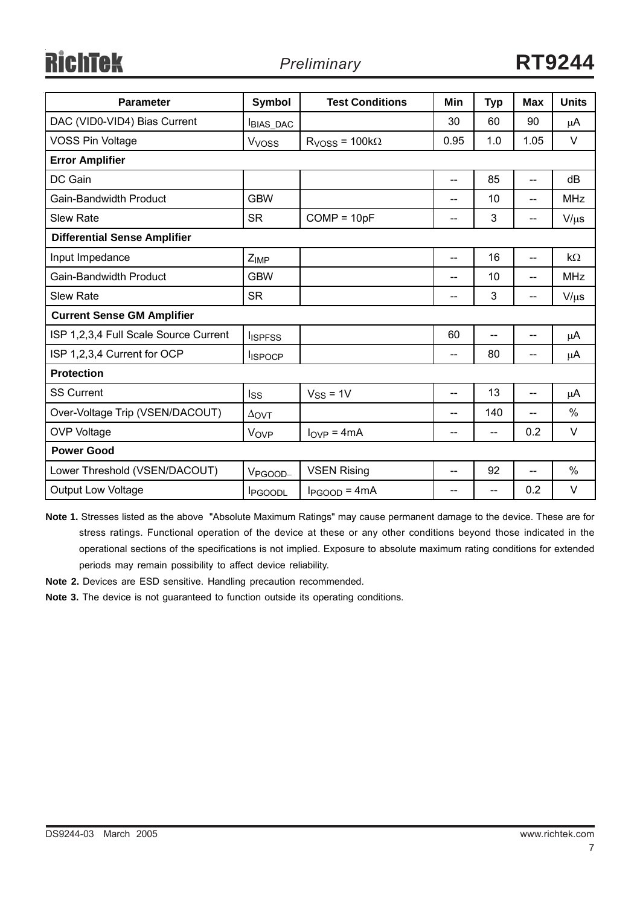| Parameter | Symbol | Test Conditions | Min | Typ | Max | Units |
|---|---|---|---|---|---|---|
| DAC (VID0-VID4) Bias Current | $I_{BIAS\_DAC}$ | | 30 | 60 | 90 | μA |
| VOSS Pin Voltage | $V_{VOSS}$ | $R_{VOSS}$ = 100kΩ | 0.95 | 1.0 | 1.05 | V |
| **Error Amplifier** | | | | | | |
| DC Gain | | | -- | 85 | -- | dB |
| Gain-Bandwidth Product | GBW | | -- | 10 | -- | MHz |
| Slew Rate | SR | COMP = 10pF | -- | 3 | -- | V/μs |
| **Differential Sense Amplifier** | | | | | | |
| Input Impedance | $Z_{IMP}$ | | -- | 16 | -- | kΩ |
| Gain-Bandwidth Product | GBW | | -- | 10 | -- | MHz |
| Slew Rate | SR | | -- | 3 | -- | V/μs |
| **Current Sense GM Amplifier** | | | | | | |
| ISP 1,2,3,4 Full Scale Source Current | $I_{ISPFSS}$ | | 60 | -- | -- | μA |
| ISP 1,2,3,4 Current for OCP | $I_{ISPOCP}$ | | -- | 80 | -- | μA |
| **Protection** | | | | | | |
| SS Current | $I_{SS}$ | $V_{SS}$ = 1V | -- | 13 | -- | μA |
| Over-Voltage Trip (VSEN/DACOUT) | $\Delta_{OVT}$ | | -- | 140 | -- | % |
| OVP Voltage | $V_{OVP}$ | $I_{OVP}$ = 4mA | -- | -- | 0.2 | V |
| **Power Good** | | | | | | |
| Lower Threshold (VSEN/DACOUT) | $V_{PGOOD-}$ | VSEN Rising | -- | 92 | -- | % |
| Output Low Voltage | $I_{PGOODL}$ | $I_{PGOOD}$ = 4mA | -- | -- | 0.2 | V |

**Note 1.** Stresses listed as the above "Absolute Maximum Ratings" may cause permanent damage to the device. These are for stress ratings. Functional operation of the device at these or any other conditions beyond those indicated in the operational sections of the specifications is not implied. Exposure to absolute maximum rating conditions for extended periods may remain possibility to affect device reliability.

**Note 2.** Devices are ESD sensitive. Handling precaution recommended.

**Note 3.** The device is not guaranteed to function outside its operating conditions.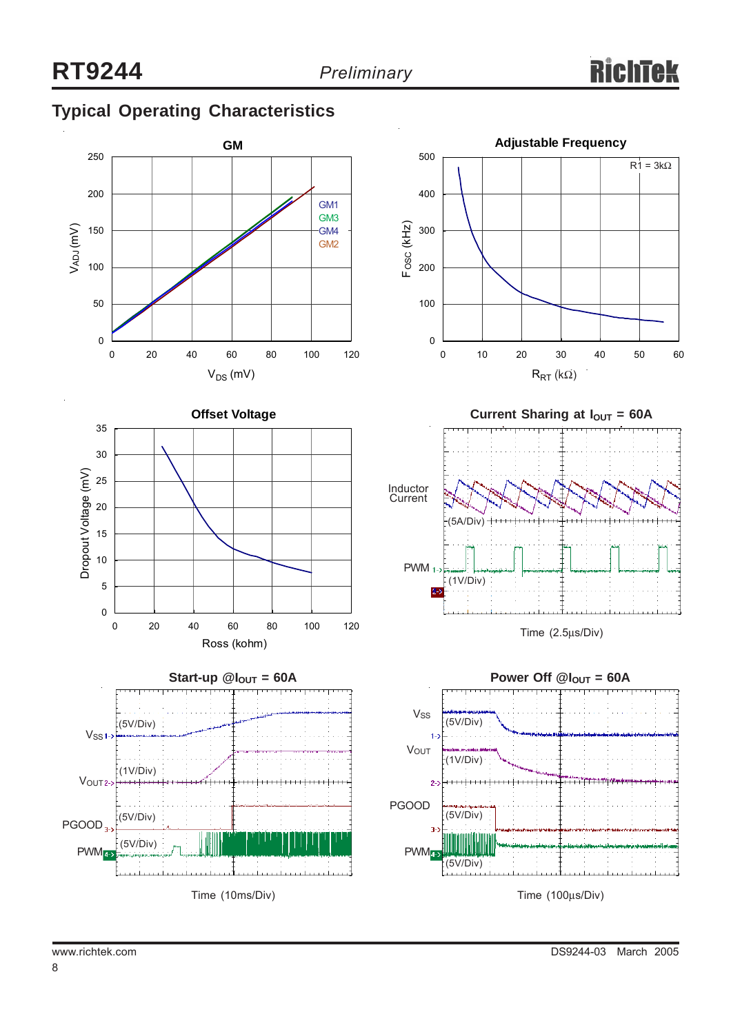## Typical Operating Characteristics

**GM**

$V_{ADJ}$ (mV) vs $V_{DS}$ (mV)

GM1, GM3, GM4, GM2

**Adjustable Frequency**

R1 = 3kΩ

$F_{OSC}$ (kHz) vs $R_{RT}$ (kΩ)

**Offset Voltage**

Dropout Voltage (mV) vs Ross (kohm)

**Current Sharing at $I_{OUT}$ = 60A**

Inductor Current (5A/Div)

PWM (1V/Div)

Time (2.5μs/Div)

**Start-up @$I_{OUT}$ = 60A**

$V_{SS}$ (5V/Div)

$V_{OUT}$ (1V/Div)

PGOOD (5V/Div)

PWM (5V/Div)

Time (10ms/Div)

**Power Off @$I_{OUT}$ = 60A**

$V_{SS}$ (5V/Div)

$V_{OUT}$ (1V/Div)

PGOOD (5V/Div)

PWM (5V/Div)

Time (100μs/Div)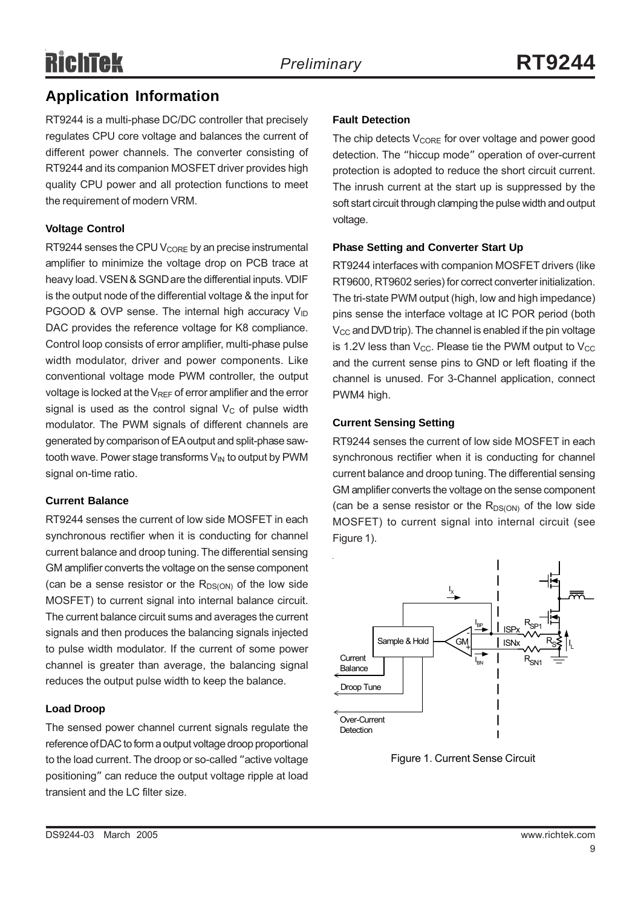## Application Information

RT9244 is a multi-phase DC/DC controller that precisely regulates CPU core voltage and balances the current of different power channels. The converter consisting of RT9244 and its companion MOSFET driver provides high quality CPU power and all protection functions to meet the requirement of modern VRM.

### Voltage Control

RT9244 senses the CPU $V_{CORE}$ by an precise instrumental amplifier to minimize the voltage drop on PCB trace at heavy load. VSEN & SGND are the differential inputs. VDIF is the output node of the differential voltage & the input for PGOOD & OVP sense. The internal high accuracy $V_{ID}$ DAC provides the reference voltage for K8 compliance. Control loop consists of error amplifier, multi-phase pulse width modulator, driver and power components. Like conventional voltage mode PWM controller, the output voltage is locked at the $V_{REF}$ of error amplifier and the error signal is used as the control signal $V_C$ of pulse width modulator. The PWM signals of different channels are generated by comparison of EA output and split-phase saw-tooth wave. Power stage transforms $V_{IN}$ to output by PWM signal on-time ratio.

### Current Balance

RT9244 senses the current of low side MOSFET in each synchronous rectifier when it is conducting for channel current balance and droop tuning. The differential sensing GM amplifier converts the voltage on the sense component (can be a sense resistor or the $R_{DS(ON)}$ of the low side MOSFET) to current signal into internal balance circuit. The current balance circuit sums and averages the current signals and then produces the balancing signals injected to pulse width modulator. If the current of some power channel is greater than average, the balancing signal reduces the output pulse width to keep the balance.

### Load Droop

The sensed power channel current signals regulate the reference of DAC to form a output voltage droop proportional to the load current. The droop or so-called "active voltage positioning" can reduce the output voltage ripple at load transient and the LC filter size.

### Fault Detection

The chip detects $V_{CORE}$ for over voltage and power good detection. The "hiccup mode" operation of over-current protection is adopted to reduce the short circuit current. The inrush current at the start up is suppressed by the soft start circuit through clamping the pulse width and output voltage.

### Phase Setting and Converter Start Up

RT9244 interfaces with companion MOSFET drivers (like RT9600, RT9602 series) for correct converter initialization. The tri-state PWM output (high, low and high impedance) pins sense the interface voltage at IC POR period (both $V_{CC}$ and DVD trip). The channel is enabled if the pin voltage is 1.2V less than $V_{CC}$. Please tie the PWM output to $V_{CC}$ and the current sense pins to GND or left floating if the channel is unused. For 3-Channel application, connect PWM4 high.

### Current Sensing Setting

RT9244 senses the current of low side MOSFET in each synchronous rectifier when it is conducting for channel current balance and droop tuning. The differential sensing GM amplifier converts the voltage on the sense component (can be a sense resistor or the $R_{DS(ON)}$ of the low side MOSFET) to current signal into internal circuit (see Figure 1).

Figure 1. Current Sense Circuit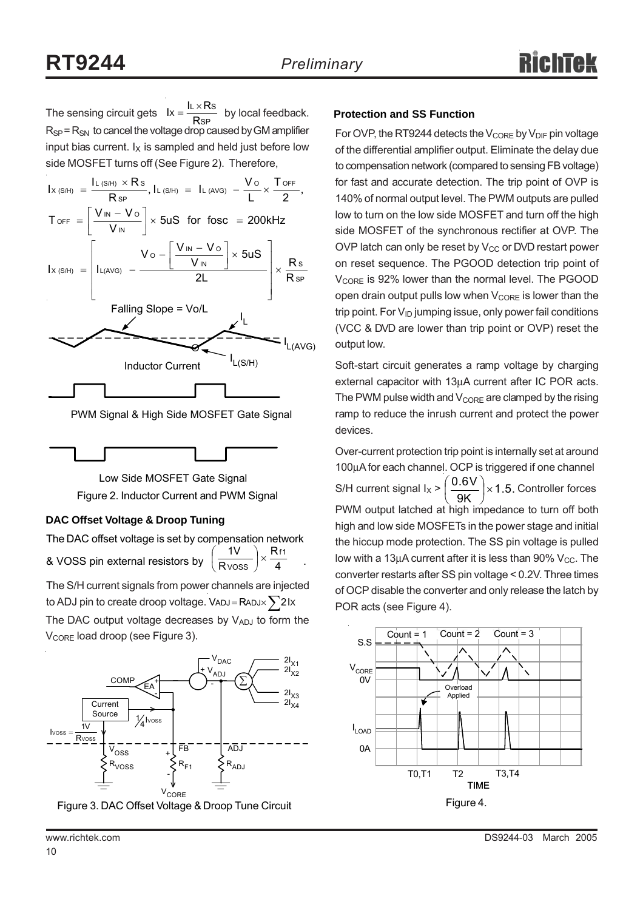The sensing circuit gets $I_X = \frac{I_L \times R_S}{R_{SP}}$ by local feedback. $R_{SP} = R_{SN}$ to cancel the voltage drop caused by GM amplifier input bias current. $I_X$ is sampled and held just before low side MOSFET turns off (See Figure 2). Therefore,

$$I_{X\,(S/H)} = \frac{I_{L\,(S/H)} \times R_S}{R_{SP}},\ I_{L\,(S/H)} = I_{L\,(AVG)} - \frac{V_O}{L} \times \frac{T_{OFF}}{2},$$

$$T_{OFF} = \left[\frac{V_{IN} - V_O}{V_{IN}}\right] \times 5uS \text{ for fosc } = 200kHz$$

$$I_{X\,(S/H)} = \left[ I_{L(AVG)} - \frac{V_O - \left[\frac{V_{IN} - V_O}{V_{IN}}\right] \times 5uS}{2L} \right] \times \frac{R_S}{R_{SP}}$$

Figure 2. Inductor Current and PWM Signal

### DAC Offset Voltage & Droop Tuning

The DAC offset voltage is set by compensation network & VOSS pin external resistors by $\left(\frac{1V}{R_{VOSS}}\right) \times \frac{R_{f1}}{4}$.

The S/H current signals from power channels are injected to ADJ pin to create droop voltage. $V_{ADJ} = R_{ADJ} \times \sum 2I_X$

The DAC output voltage decreases by $V_{ADJ}$ to form the $V_{CORE}$ load droop (see Figure 3).

Figure 3. DAC Offset Voltage & Droop Tune Circuit

### Protection and SS Function

For OVP, the RT9244 detects the $V_{CORE}$ by $V_{DIF}$ pin voltage of the differential amplifier output. Eliminate the delay due to compensation network (compared to sensing FB voltage) for fast and accurate detection. The trip point of OVP is 140% of normal output level. The PWM outputs are pulled low to turn on the low side MOSFET and turn off the high side MOSFET of the synchronous rectifier at OVP. The OVP latch can only be reset by $V_{CC}$ or DVD restart power on reset sequence. The PGOOD detection trip point of $V_{CORE}$ is 92% lower than the normal level. The PGOOD open drain output pulls low when $V_{CORE}$ is lower than the trip point. For $V_{ID}$ jumping issue, only power fail conditions (VCC & DVD are lower than trip point or OVP) reset the output low.

Soft-start circuit generates a ramp voltage by charging external capacitor with 13μA current after IC POR acts. The PWM pulse width and $V_{CORE}$ are clamped by the rising ramp to reduce the inrush current and protect the power devices.

Over-current protection trip point is internally set at around 100μA for each channel. OCP is triggered if one channel S/H current signal $I_X > \left(\frac{0.6V}{9K}\right) \times 1.5$. Controller forces PWM output latched at high impedance to turn off both high and low side MOSFETs in the power stage and initial the hiccup mode protection. The SS pin voltage is pulled low with a 13μA current after it is less than 90% $V_{CC}$. The converter restarts after SS pin voltage < 0.2V. Three times of OCP disable the converter and only release the latch by POR acts (see Figure 4).

Figure 4.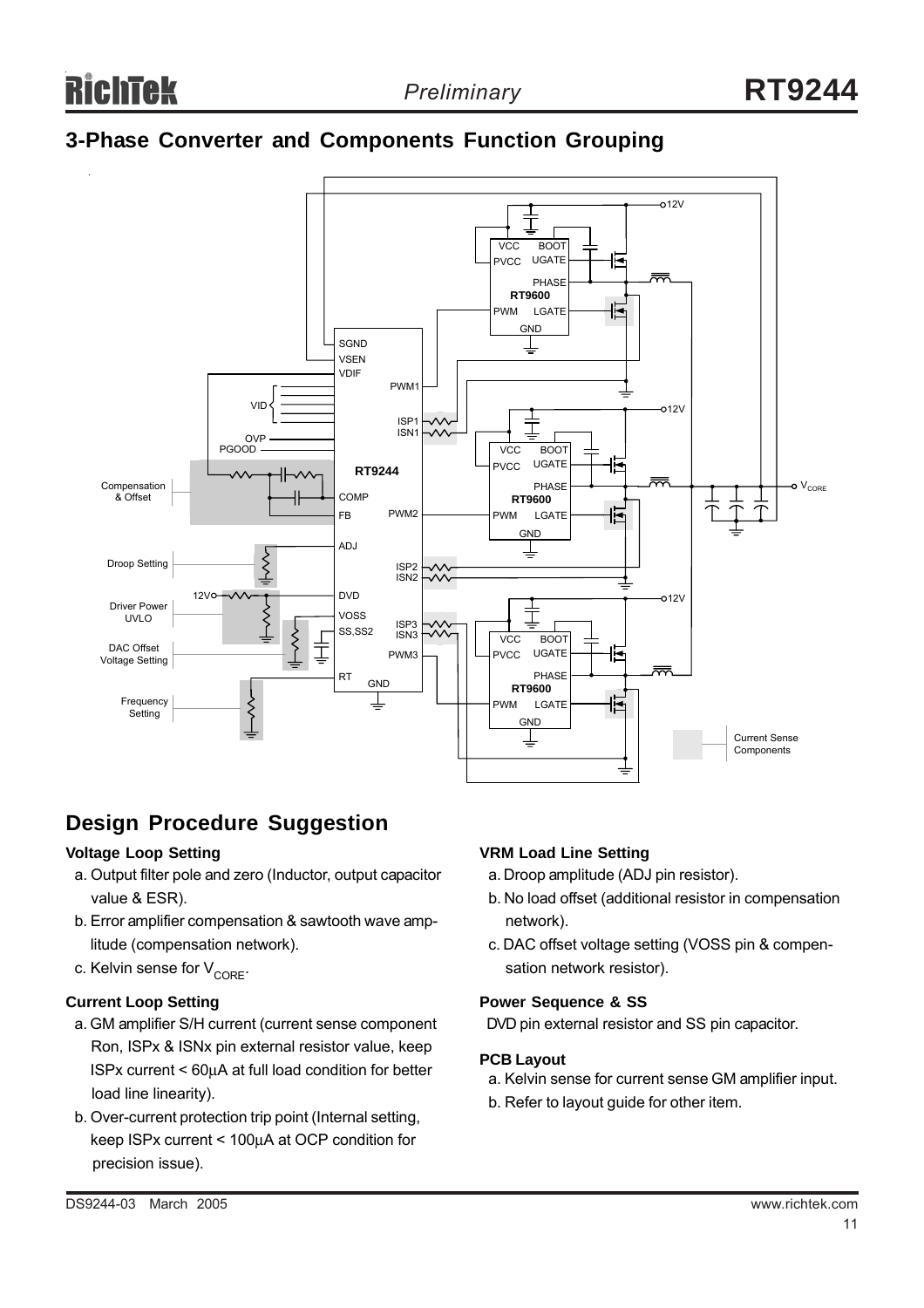## 3-Phase Converter and Components Function Grouping

## Design Procedure Suggestion

**Voltage Loop Setting**

a. Output filter pole and zero (Inductor, output capacitor value & ESR).

b. Error amplifier compensation & sawtooth wave amplitude (compensation network).

c. Kelvin sense for $V_{CORE}$.

**Current Loop Setting**

a. GM amplifier S/H current (current sense component Ron, ISPx & ISNx pin external resistor value, keep ISPx current < 60μA at full load condition for better load line linearity).

b. Over-current protection trip point (Internal setting, keep ISPx current < 100μA at OCP condition for precision issue).

**VRM Load Line Setting**

a. Droop amplitude (ADJ pin resistor).

b. No load offset (additional resistor in compensation network).

c. DAC offset voltage setting (VOSS pin & compensation network resistor).

**Power Sequence & SS**

DVD pin external resistor and SS pin capacitor.

**PCB Layout**

a. Kelvin sense for current sense GM amplifier input.

b. Refer to layout guide for other item.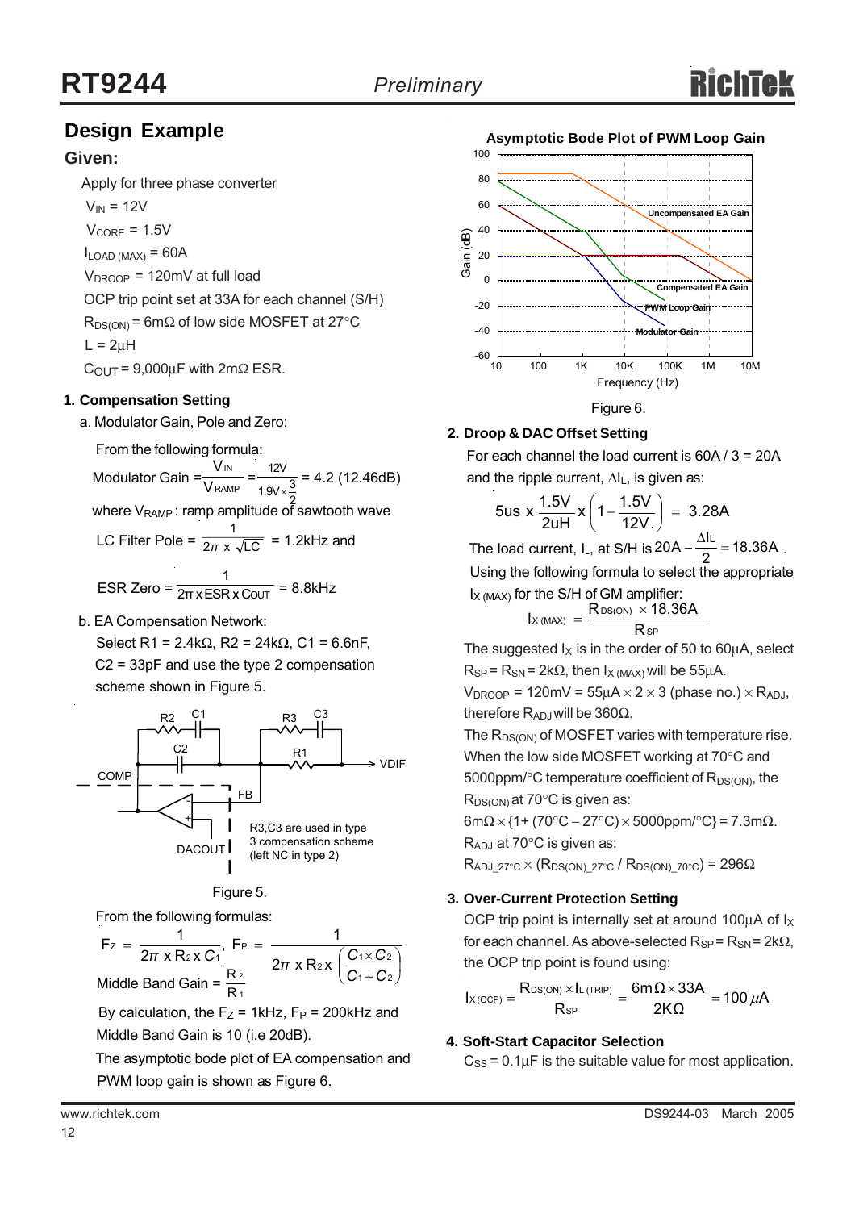## Design Example

### Given:

Apply for three phase converter

$V_{IN}$ = 12V

$V_{CORE}$ = 1.5V

$I_{LOAD\,(MAX)}$ = 60A

$V_{DROOP}$ = 120mV at full load

OCP trip point set at 33A for each channel (S/H)

$R_{DS(ON)}$ = 6mΩ of low side MOSFET at 27°C

L = 2μH

$C_{OUT}$ = 9,000μF with 2mΩ ESR.

### 1. Compensation Setting

a. Modulator Gain, Pole and Zero:

From the following formula:

$$\text{Modulator Gain} = \frac{V_{IN}}{V_{RAMP}} = \frac{12V}{1.9V \times \frac{3}{2}} = 4.2\ (12.46\text{dB})$$

where $V_{RAMP}$ : ramp amplitude of sawtooth wave

$$\text{LC Filter Pole} = \frac{1}{2\pi \times \sqrt{LC}} = 1.2\text{kHz and}$$

$$\text{ESR Zero} = \frac{1}{2\pi \times ESR \times C_{OUT}} = 8.8\text{kHz}$$

b. EA Compensation Network:

Select R1 = 2.4kΩ, R2 = 24kΩ, C1 = 6.6nF, C2 = 33pF and use the type 2 compensation scheme shown in Figure 5.

Figure 5.

From the following formulas:

$$F_Z = \frac{1}{2\pi \times R_2 \times C_1},\ F_P = \frac{1}{2\pi \times R_2 \times \left(\frac{C_1 \times C_2}{C_1 + C_2}\right)}$$

$$\text{Middle Band Gain} = \frac{R_2}{R_1}$$

By calculation, the $F_Z$ = 1kHz, $F_P$ = 200kHz and Middle Band Gain is 10 (i.e 20dB).

The asymptotic bode plot of EA compensation and PWM loop gain is shown as Figure 6.

Figure 6.

### 2. Droop & DAC Offset Setting

For each channel the load current is 60A / 3 = 20A and the ripple current, $\Delta I_L$, is given as:

$$5\text{us} \times \frac{1.5V}{2\text{uH}} \times \left(1 - \frac{1.5V}{12V}\right) = 3.28A$$

The load current, $I_L$, at S/H is $20A - \frac{\Delta I_L}{2} = 18.36A$.

Using the following formula to select the appropriate $I_{X\,(MAX)}$ for the S/H of GM amplifier:

$$I_{X\,(MAX)} = \frac{R_{DS(ON)} \times 18.36A}{R_{SP}}$$

The suggested $I_X$ is in the order of 50 to 60μA, select $R_{SP} = R_{SN}$ = 2kΩ, then $I_{X\,(MAX)}$ will be 55μA.

$V_{DROOP}$ = 120mV = 55μA × 2 × 3 (phase no.) × $R_{ADJ}$, therefore $R_{ADJ}$ will be 360Ω.

The $R_{DS(ON)}$ of MOSFET varies with temperature rise. When the low side MOSFET working at 70°C and 5000ppm/°C temperature coefficient of $R_{DS(ON)}$, the $R_{DS(ON)}$ at 70°C is given as:

6mΩ × {1+ (70°C − 27°C) × 5000ppm/°C} = 7.3mΩ.

$R_{ADJ}$ at 70°C is given as:

$R_{ADJ\_27°C} \times (R_{DS(ON)\_27°C} / R_{DS(ON)\_70°C})$ = 296Ω

### 3. Over-Current Protection Setting

OCP trip point is internally set at around 100μA of $I_X$ for each channel. As above-selected $R_{SP} = R_{SN}$ = 2kΩ, the OCP trip point is found using:

$$I_{X\,(OCP)} = \frac{R_{DS(ON)} \times I_{L\,(TRIP)}}{R_{SP}} = \frac{6m\Omega \times 33A}{2K\Omega} = 100\,\mu A$$

### 4. Soft-Start Capacitor Selection

$C_{SS}$ = 0.1μF is the suitable value for most application.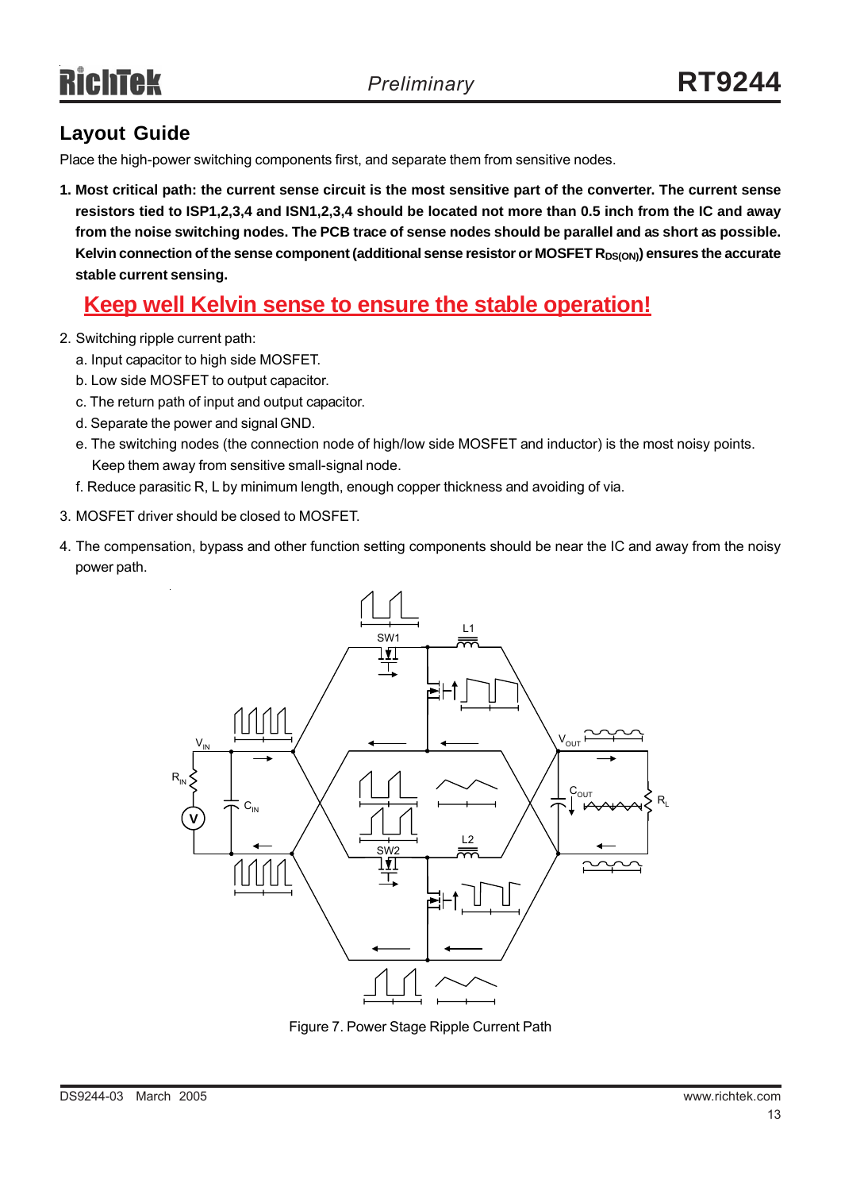## Layout Guide

Place the high-power switching components first, and separate them from sensitive nodes.

1. **Most critical path: the current sense circuit is the most sensitive part of the converter. The current sense resistors tied to ISP1,2,3,4 and ISN1,2,3,4 should be located not more than 0.5 inch from the IC and away from the noise switching nodes. The PCB trace of sense nodes should be parallel and as short as possible. Kelvin connection of the sense component (additional sense resistor or MOSFET $R_{DS(ON)}$) ensures the accurate stable current sensing.**

   **Keep well Kelvin sense to ensure the stable operation!**

2. Switching ripple current path:
   a. Input capacitor to high side MOSFET.
   b. Low side MOSFET to output capacitor.
   c. The return path of input and output capacitor.
   d. Separate the power and signal GND.
   e. The switching nodes (the connection node of high/low side MOSFET and inductor) is the most noisy points. Keep them away from sensitive small-signal node.
   f. Reduce parasitic R, L by minimum length, enough copper thickness and avoiding of via.

3. MOSFET driver should be closed to MOSFET.

4. The compensation, bypass and other function setting components should be near the IC and away from the noisy power path.

Figure 7. Power Stage Ripple Current Path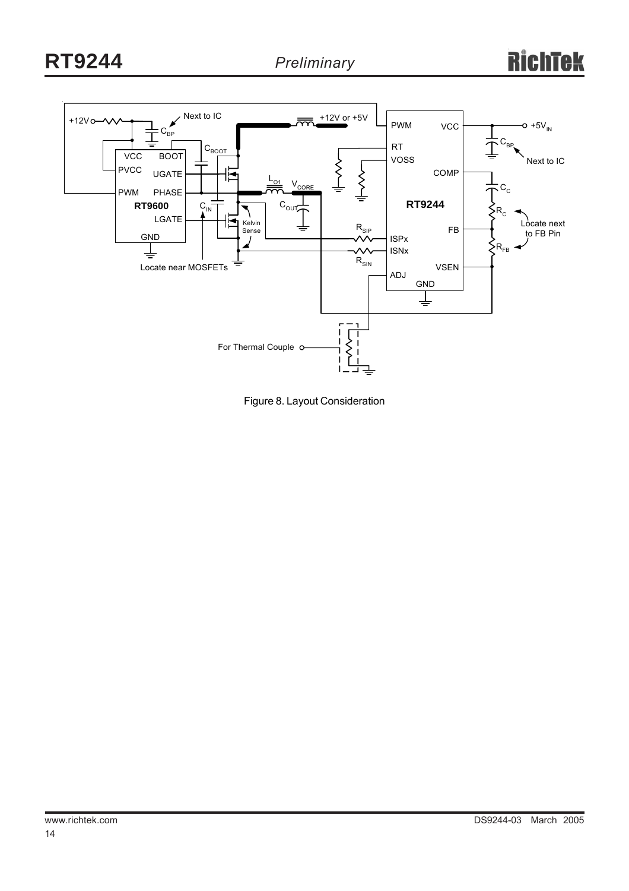Figure 8. Layout Consideration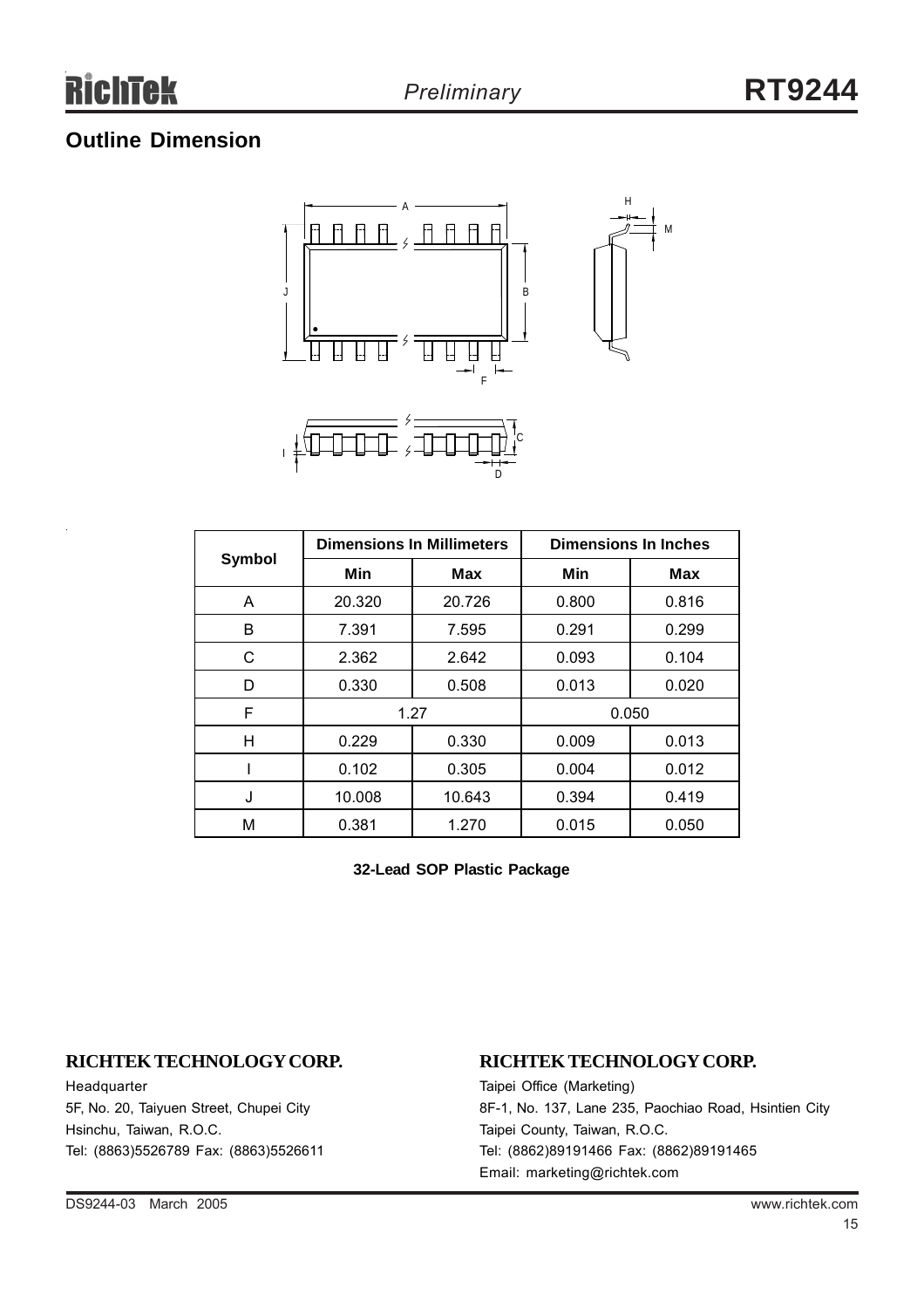## Outline Dimension

A

H

M

J

B

F

I

C

D

| Symbol | Dimensions In Millimeters | | Dimensions In Inches | |
|---|---|---|---|---|
| | Min | Max | Min | Max |
| A | 20.320 | 20.726 | 0.800 | 0.816 |
| B | 7.391 | 7.595 | 0.291 | 0.299 |
| C | 2.362 | 2.642 | 0.093 | 0.104 |
| D | 0.330 | 0.508 | 0.013 | 0.020 |
| F | 1.27 | | 0.050 | |
| H | 0.229 | 0.330 | 0.009 | 0.013 |
| I | 0.102 | 0.305 | 0.004 | 0.012 |
| J | 10.008 | 10.643 | 0.394 | 0.419 |
| M | 0.381 | 1.270 | 0.015 | 0.050 |

**32-Lead SOP Plastic Package**

**RICHTEK TECHNOLOGY CORP.**

Headquarter

5F, No. 20, Taiyuen Street, Chupei City

Hsinchu, Taiwan, R.O.C.

Tel: (8863)5526789 Fax: (8863)5526611

**RICHTEK TECHNOLOGY CORP.**

Taipei Office (Marketing)

8F-1, No. 137, Lane 235, Paochiao Road, Hsintien City

Taipei County, Taiwan, R.O.C.

Tel: (8862)89191466 Fax: (8862)89191465

Email: marketing@richtek.com